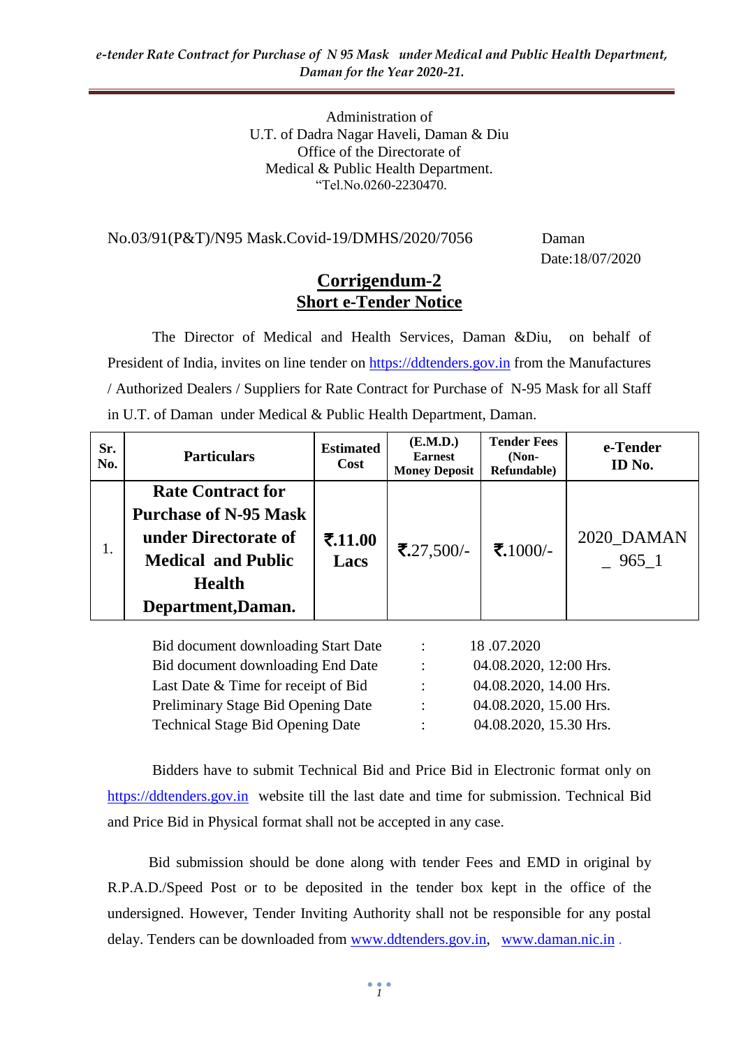Administration of
U.T. of Dadra Nagar Haveli, Daman & Diu
Office of the Directorate of
Medical & Public Health Department.
"Tel.No.0260-2230470.

No.03/91(P&T)/N95 Mask.Covid-19/DMHS/2020/7056 Daman
Date:18/07/2020

# Corrigendum-2
## Short e-Tender Notice

The Director of Medical and Health Services, Daman &Diu, on behalf of President of India, invites on line tender on https://ddtenders.gov.in from the Manufactures / Authorized Dealers / Suppliers for Rate Contract for Purchase of N-95 Mask for all Staff in U.T. of Daman under Medical & Public Health Department, Daman.

| Sr. No. | Particulars | Estimated Cost | (E.M.D.) Earnest Money Deposit | Tender Fees (Non-Refundable) | e-Tender ID No. |
|---|---|---|---|---|---|
| 1. | **Rate Contract for Purchase of N-95 Mask under Directorate of Medical and Public Health Department,Daman.** | **₹.11.00 Lacs** | ₹.27,500/- | ₹.1000/- | 2020_DAMAN_965_1 |

| | | |
|---|---|---|
| Bid document downloading Start Date | : | 18 .07.2020 |
| Bid document downloading End Date | : | 04.08.2020, 12:00 Hrs. |
| Last Date & Time for receipt of Bid | : | 04.08.2020, 14.00 Hrs. |
| Preliminary Stage Bid Opening Date | : | 04.08.2020, 15.00 Hrs. |
| Technical Stage Bid Opening Date | : | 04.08.2020, 15.30 Hrs. |

Bidders have to submit Technical Bid and Price Bid in Electronic format only on https://ddtenders.gov.in website till the last date and time for submission. Technical Bid and Price Bid in Physical format shall not be accepted in any case.

Bid submission should be done along with tender Fees and EMD in original by R.P.A.D./Speed Post or to be deposited in the tender box kept in the office of the undersigned. However, Tender Inviting Authority shall not be responsible for any postal delay. Tenders can be downloaded from www.ddtenders.gov.in, www.daman.nic.in .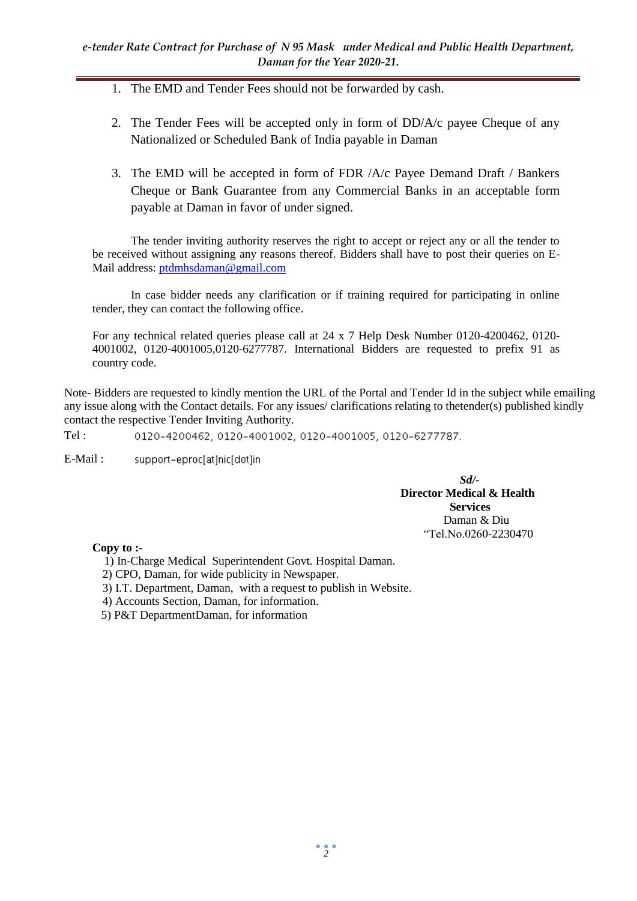1. The EMD and Tender Fees should not be forwarded by cash.

2. The Tender Fees will be accepted only in form of DD/A/c payee Cheque of any Nationalized or Scheduled Bank of India payable in Daman

3. The EMD will be accepted in form of FDR /A/c Payee Demand Draft / Bankers Cheque or Bank Guarantee from any Commercial Banks in an acceptable form payable at Daman in favor of under signed.

The tender inviting authority reserves the right to accept or reject any or all the tender to be received without assigning any reasons thereof. Bidders shall have to post their queries on E-Mail address: ptdmhsdaman@gmail.com

In case bidder needs any clarification or if training required for participating in online tender, they can contact the following office.

For any technical related queries please call at 24 x 7 Help Desk Number 0120-4200462, 0120-4001002, 0120-4001005,0120-6277787. International Bidders are requested to prefix 91 as country code.

Note- Bidders are requested to kindly mention the URL of the Portal and Tender Id in the subject while emailing any issue along with the Contact details. For any issues/ clarifications relating to thetender(s) published kindly contact the respective Tender Inviting Authority.

Tel : 0120-4200462, 0120-4001002, 0120-4001005, 0120-6277787.

E-Mail : support-eproc[at]nic[dot]in

*Sd/-*
**Director Medical & Health Services**
Daman & Diu
"Tel.No.0260-2230470

**Copy to :-**

1) In-Charge Medical Superintendent Govt. Hospital Daman.
2) CPO, Daman, for wide publicity in Newspaper.
3) I.T. Department, Daman, with a request to publish in Website.
4) Accounts Section, Daman, for information.
5) P&T DepartmentDaman, for information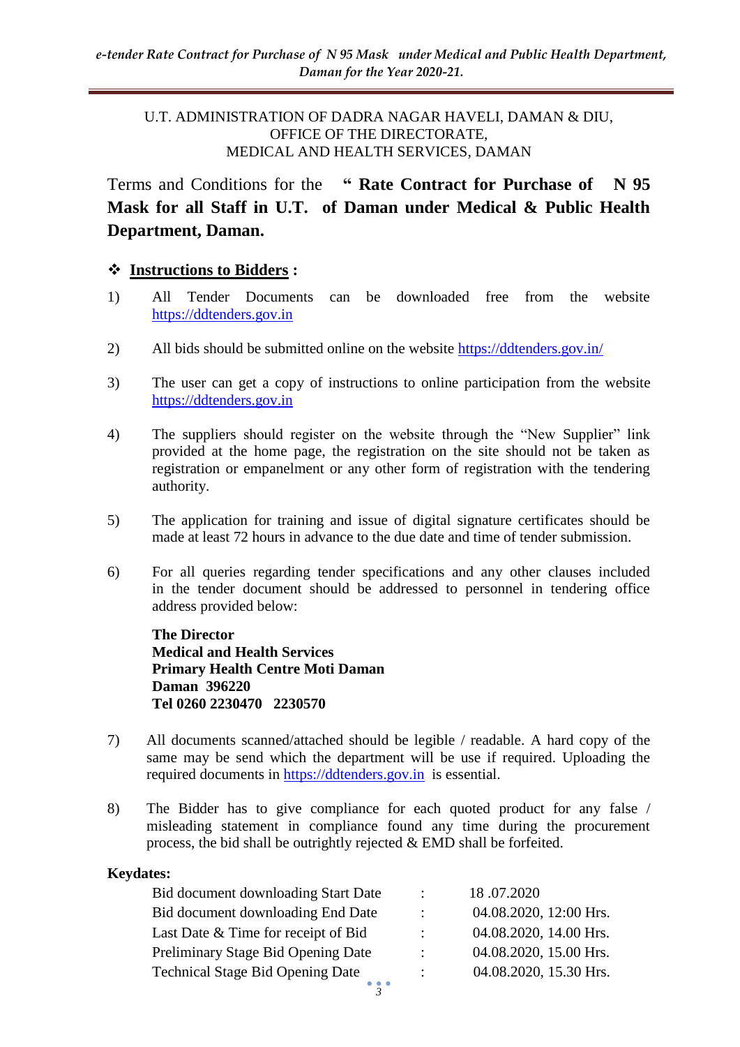U.T. ADMINISTRATION OF DADRA NAGAR HAVELI, DAMAN & DIU,
OFFICE OF THE DIRECTORATE,
MEDICAL AND HEALTH SERVICES, DAMAN

Terms and Conditions for the **" Rate Contract for Purchase of N 95 Mask for all Staff in U.T. of Daman under Medical & Public Health Department, Daman.**

## ❖ Instructions to Bidders :

1) All Tender Documents can be downloaded free from the website https://ddtenders.gov.in

2) All bids should be submitted online on the website https://ddtenders.gov.in/

3) The user can get a copy of instructions to online participation from the website https://ddtenders.gov.in

4) The suppliers should register on the website through the "New Supplier" link provided at the home page, the registration on the site should not be taken as registration or empanelment or any other form of registration with the tendering authority.

5) The application for training and issue of digital signature certificates should be made at least 72 hours in advance to the due date and time of tender submission.

6) For all queries regarding tender specifications and any other clauses included in the tender document should be addressed to personnel in tendering office address provided below:

   **The Director**
   **Medical and Health Services**
   **Primary Health Centre Moti Daman**
   **Daman 396220**
   **Tel 0260 2230470 2230570**

7) All documents scanned/attached should be legible / readable. A hard copy of the same may be send which the department will be use if required. Uploading the required documents in https://ddtenders.gov.in is essential.

8) The Bidder has to give compliance for each quoted product for any false / misleading statement in compliance found any time during the procurement process, the bid shall be outrightly rejected & EMD shall be forfeited.

**Keydates:**

| | | |
|---|---|---|
| Bid document downloading Start Date | : | 18 .07.2020 |
| Bid document downloading End Date | : | 04.08.2020, 12:00 Hrs. |
| Last Date & Time for receipt of Bid | : | 04.08.2020, 14.00 Hrs. |
| Preliminary Stage Bid Opening Date | : | 04.08.2020, 15.00 Hrs. |
| Technical Stage Bid Opening Date | : | 04.08.2020, 15.30 Hrs. |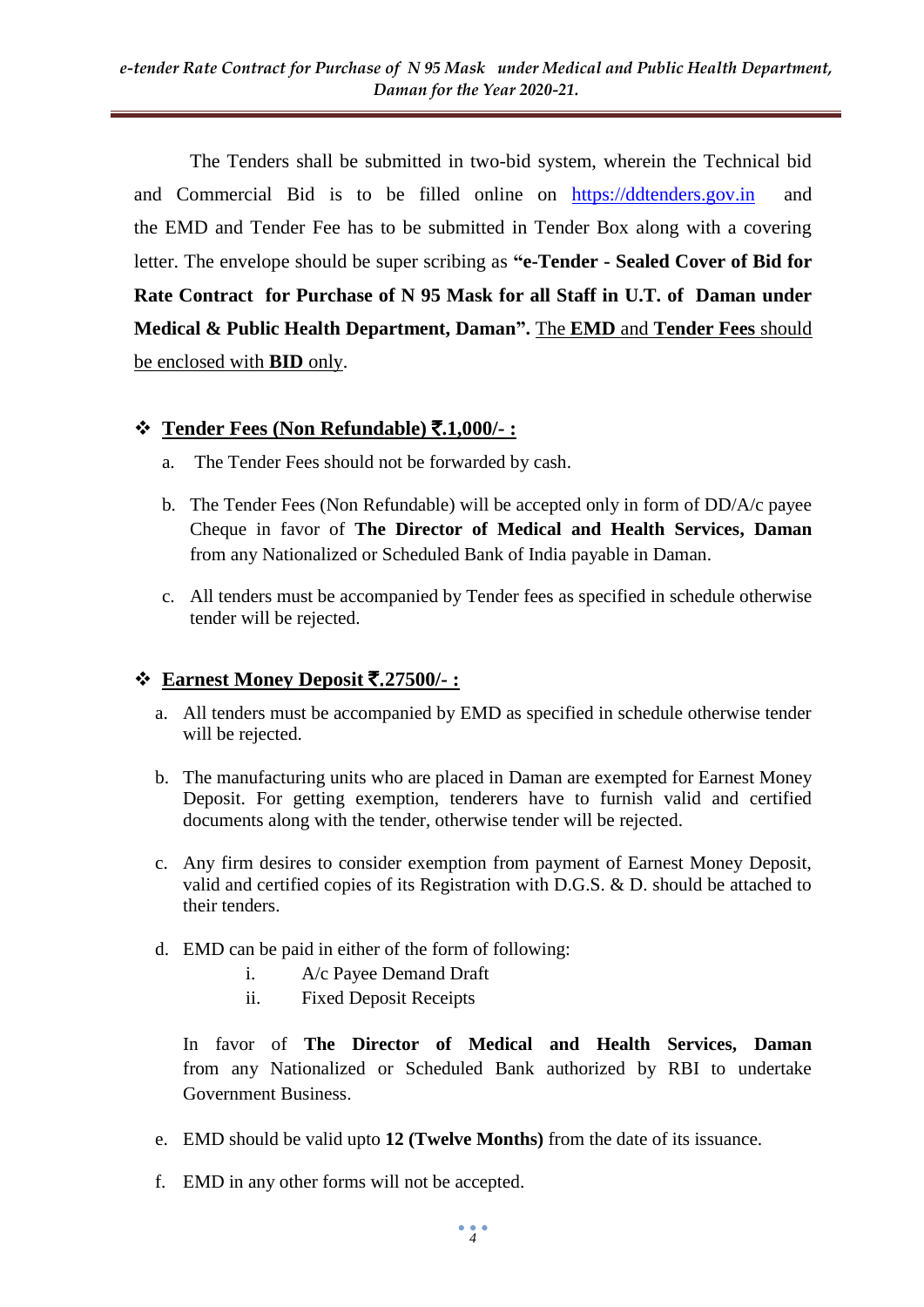The Tenders shall be submitted in two-bid system, wherein the Technical bid and Commercial Bid is to be filled online on [https://ddtenders.gov.in](https://ddtenders.gov.in) and the EMD and Tender Fee has to be submitted in Tender Box along with a covering letter. The envelope should be super scribing as **"e-Tender - Sealed Cover of Bid for Rate Contract for Purchase of N 95 Mask for all Staff in U.T. of Daman under Medical & Public Health Department, Daman".** The **EMD** and **Tender Fees** should be enclosed with **BID** only.

## ❖ Tender Fees (Non Refundable) ₹.1,000/- :

a. The Tender Fees should not be forwarded by cash.

b. The Tender Fees (Non Refundable) will be accepted only in form of DD/A/c payee Cheque in favor of **The Director of Medical and Health Services, Daman** from any Nationalized or Scheduled Bank of India payable in Daman.

c. All tenders must be accompanied by Tender fees as specified in schedule otherwise tender will be rejected.

## ❖ Earnest Money Deposit ₹.27500/- :

a. All tenders must be accompanied by EMD as specified in schedule otherwise tender will be rejected.

b. The manufacturing units who are placed in Daman are exempted for Earnest Money Deposit. For getting exemption, tenderers have to furnish valid and certified documents along with the tender, otherwise tender will be rejected.

c. Any firm desires to consider exemption from payment of Earnest Money Deposit, valid and certified copies of its Registration with D.G.S. & D. should be attached to their tenders.

d. EMD can be paid in either of the form of following:
   i. A/c Payee Demand Draft
   ii. Fixed Deposit Receipts

   In favor of **The Director of Medical and Health Services, Daman** from any Nationalized or Scheduled Bank authorized by RBI to undertake Government Business.

e. EMD should be valid upto **12 (Twelve Months)** from the date of its issuance.

f. EMD in any other forms will not be accepted.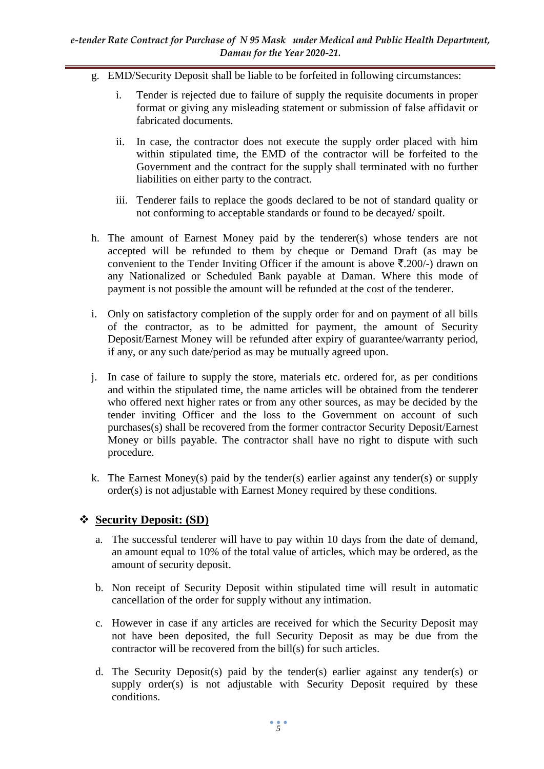g. EMD/Security Deposit shall be liable to be forfeited in following circumstances:

   i. Tender is rejected due to failure of supply the requisite documents in proper format or giving any misleading statement or submission of false affidavit or fabricated documents.

   ii. In case, the contractor does not execute the supply order placed with him within stipulated time, the EMD of the contractor will be forfeited to the Government and the contract for the supply shall terminated with no further liabilities on either party to the contract.

   iii. Tenderer fails to replace the goods declared to be not of standard quality or not conforming to acceptable standards or found to be decayed/ spoilt.

h. The amount of Earnest Money paid by the tenderer(s) whose tenders are not accepted will be refunded to them by cheque or Demand Draft (as may be convenient to the Tender Inviting Officer if the amount is above ₹.200/-) drawn on any Nationalized or Scheduled Bank payable at Daman. Where this mode of payment is not possible the amount will be refunded at the cost of the tenderer.

i. Only on satisfactory completion of the supply order for and on payment of all bills of the contractor, as to be admitted for payment, the amount of Security Deposit/Earnest Money will be refunded after expiry of guarantee/warranty period, if any, or any such date/period as may be mutually agreed upon.

j. In case of failure to supply the store, materials etc. ordered for, as per conditions and within the stipulated time, the name articles will be obtained from the tenderer who offered next higher rates or from any other sources, as may be decided by the tender inviting Officer and the loss to the Government on account of such purchases(s) shall be recovered from the former contractor Security Deposit/Earnest Money or bills payable. The contractor shall have no right to dispute with such procedure.

k. The Earnest Money(s) paid by the tender(s) earlier against any tender(s) or supply order(s) is not adjustable with Earnest Money required by these conditions.

## ❖ **Security Deposit: (SD)**

a. The successful tenderer will have to pay within 10 days from the date of demand, an amount equal to 10% of the total value of articles, which may be ordered, as the amount of security deposit.

b. Non receipt of Security Deposit within stipulated time will result in automatic cancellation of the order for supply without any intimation.

c. However in case if any articles are received for which the Security Deposit may not have been deposited, the full Security Deposit as may be due from the contractor will be recovered from the bill(s) for such articles.

d. The Security Deposit(s) paid by the tender(s) earlier against any tender(s) or supply order(s) is not adjustable with Security Deposit required by these conditions.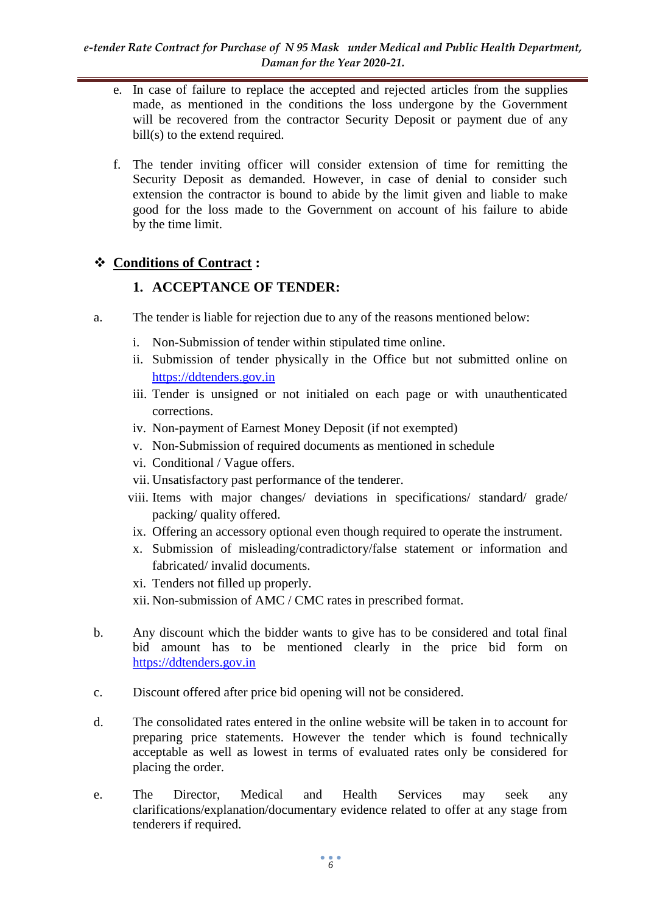e. In case of failure to replace the accepted and rejected articles from the supplies made, as mentioned in the conditions the loss undergone by the Government will be recovered from the contractor Security Deposit or payment due of any bill(s) to the extend required.

f. The tender inviting officer will consider extension of time for remitting the Security Deposit as demanded. However, in case of denial to consider such extension the contractor is bound to abide by the limit given and liable to make good for the loss made to the Government on account of his failure to abide by the time limit.

## ❖ **Conditions of Contract :**

### 1. ACCEPTANCE OF TENDER:

a. The tender is liable for rejection due to any of the reasons mentioned below:

   i. Non-Submission of tender within stipulated time online.
   ii. Submission of tender physically in the Office but not submitted online on https://ddtenders.gov.in
   iii. Tender is unsigned or not initialed on each page or with unauthenticated corrections.
   iv. Non-payment of Earnest Money Deposit (if not exempted)
   v. Non-Submission of required documents as mentioned in schedule
   vi. Conditional / Vague offers.
   vii. Unsatisfactory past performance of the tenderer.
   viii. Items with major changes/ deviations in specifications/ standard/ grade/ packing/ quality offered.
   ix. Offering an accessory optional even though required to operate the instrument.
   x. Submission of misleading/contradictory/false statement or information and fabricated/ invalid documents.
   xi. Tenders not filled up properly.
   xii. Non-submission of AMC / CMC rates in prescribed format.

b. Any discount which the bidder wants to give has to be considered and total final bid amount has to be mentioned clearly in the price bid form on https://ddtenders.gov.in

c. Discount offered after price bid opening will not be considered.

d. The consolidated rates entered in the online website will be taken in to account for preparing price statements. However the tender which is found technically acceptable as well as lowest in terms of evaluated rates only be considered for placing the order.

e. The Director, Medical and Health Services may seek any clarifications/explanation/documentary evidence related to offer at any stage from tenderers if required.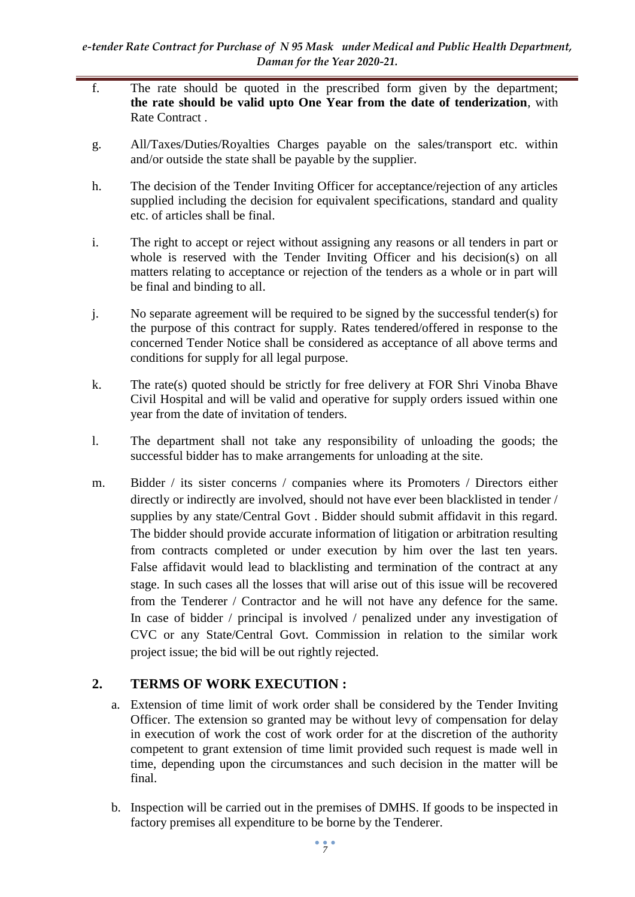f. The rate should be quoted in the prescribed form given by the department; **the rate should be valid upto One Year from the date of tenderization**, with Rate Contract .

g. All/Taxes/Duties/Royalties Charges payable on the sales/transport etc. within and/or outside the state shall be payable by the supplier.

h. The decision of the Tender Inviting Officer for acceptance/rejection of any articles supplied including the decision for equivalent specifications, standard and quality etc. of articles shall be final.

i. The right to accept or reject without assigning any reasons or all tenders in part or whole is reserved with the Tender Inviting Officer and his decision(s) on all matters relating to acceptance or rejection of the tenders as a whole or in part will be final and binding to all.

j. No separate agreement will be required to be signed by the successful tender(s) for the purpose of this contract for supply. Rates tendered/offered in response to the concerned Tender Notice shall be considered as acceptance of all above terms and conditions for supply for all legal purpose.

k. The rate(s) quoted should be strictly for free delivery at FOR Shri Vinoba Bhave Civil Hospital and will be valid and operative for supply orders issued within one year from the date of invitation of tenders.

l. The department shall not take any responsibility of unloading the goods; the successful bidder has to make arrangements for unloading at the site.

m. Bidder / its sister concerns / companies where its Promoters / Directors either directly or indirectly are involved, should not have ever been blacklisted in tender / supplies by any state/Central Govt . Bidder should submit affidavit in this regard. The bidder should provide accurate information of litigation or arbitration resulting from contracts completed or under execution by him over the last ten years. False affidavit would lead to blacklisting and termination of the contract at any stage. In such cases all the losses that will arise out of this issue will be recovered from the Tenderer / Contractor and he will not have any defence for the same. In case of bidder / principal is involved / penalized under any investigation of CVC or any State/Central Govt. Commission in relation to the similar work project issue; the bid will be out rightly rejected.

## 2. TERMS OF WORK EXECUTION :

a. Extension of time limit of work order shall be considered by the Tender Inviting Officer. The extension so granted may be without levy of compensation for delay in execution of work the cost of work order for at the discretion of the authority competent to grant extension of time limit provided such request is made well in time, depending upon the circumstances and such decision in the matter will be final.

b. Inspection will be carried out in the premises of DMHS. If goods to be inspected in factory premises all expenditure to be borne by the Tenderer.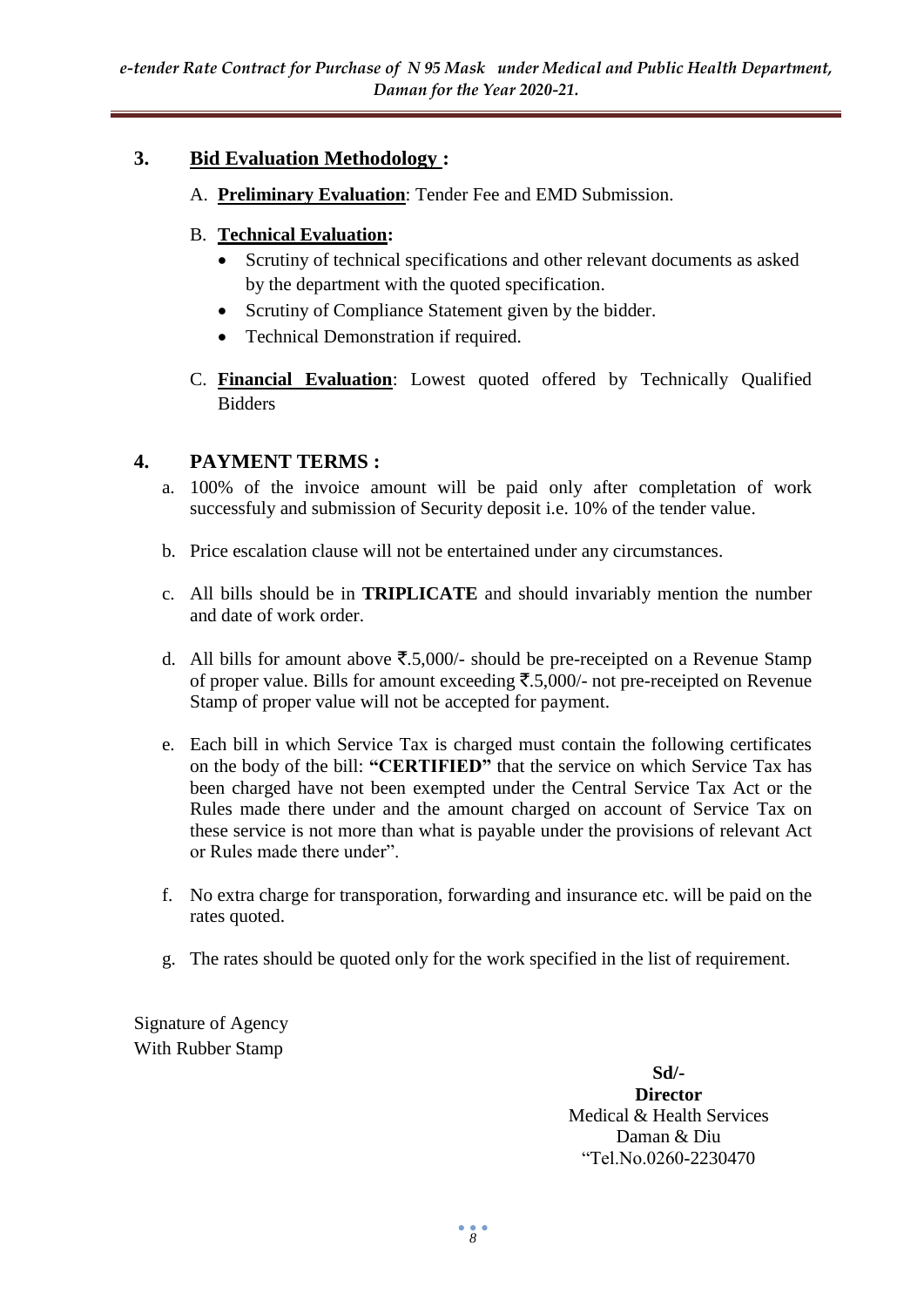## 3. Bid Evaluation Methodology :

A. **Preliminary Evaluation**: Tender Fee and EMD Submission.

B. **Technical Evaluation:**

- Scrutiny of technical specifications and other relevant documents as asked by the department with the quoted specification.
- Scrutiny of Compliance Statement given by the bidder.
- Technical Demonstration if required.

C. **Financial Evaluation**: Lowest quoted offered by Technically Qualified Bidders

## 4. PAYMENT TERMS :

a. 100% of the invoice amount will be paid only after completation of work successfuly and submission of Security deposit i.e. 10% of the tender value.

b. Price escalation clause will not be entertained under any circumstances.

c. All bills should be in **TRIPLICATE** and should invariably mention the number and date of work order.

d. All bills for amount above ₹.5,000/- should be pre-receipted on a Revenue Stamp of proper value. Bills for amount exceeding ₹.5,000/- not pre-receipted on Revenue Stamp of proper value will not be accepted for payment.

e. Each bill in which Service Tax is charged must contain the following certificates on the body of the bill: **"CERTIFIED"** that the service on which Service Tax has been charged have not been exempted under the Central Service Tax Act or the Rules made there under and the amount charged on account of Service Tax on these service is not more than what is payable under the provisions of relevant Act or Rules made there under".

f. No extra charge for transporation, forwarding and insurance etc. will be paid on the rates quoted.

g. The rates should be quoted only for the work specified in the list of requirement.

Signature of Agency
With Rubber Stamp

**Sd/-**
**Director**
Medical & Health Services
Daman & Diu
"Tel.No.0260-2230470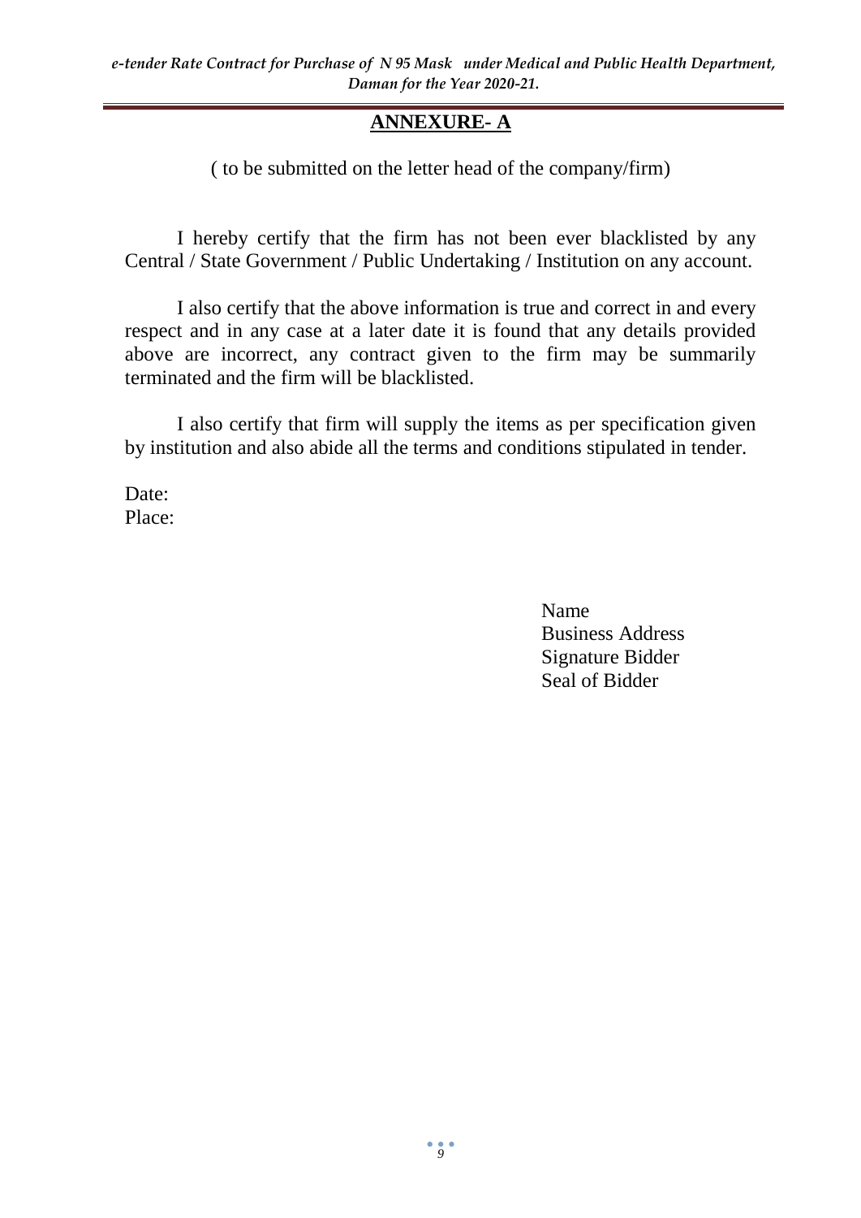## ANNEXURE- A

( to be submitted on the letter head of the company/firm)

I hereby certify that the firm has not been ever blacklisted by any Central / State Government / Public Undertaking / Institution on any account.

I also certify that the above information is true and correct in and every respect and in any case at a later date it is found that any details provided above are incorrect, any contract given to the firm may be summarily terminated and the firm will be blacklisted.

I also certify that firm will supply the items as per specification given by institution and also abide all the terms and conditions stipulated in tender.

Date:
Place:

Name
Business Address
Signature Bidder
Seal of Bidder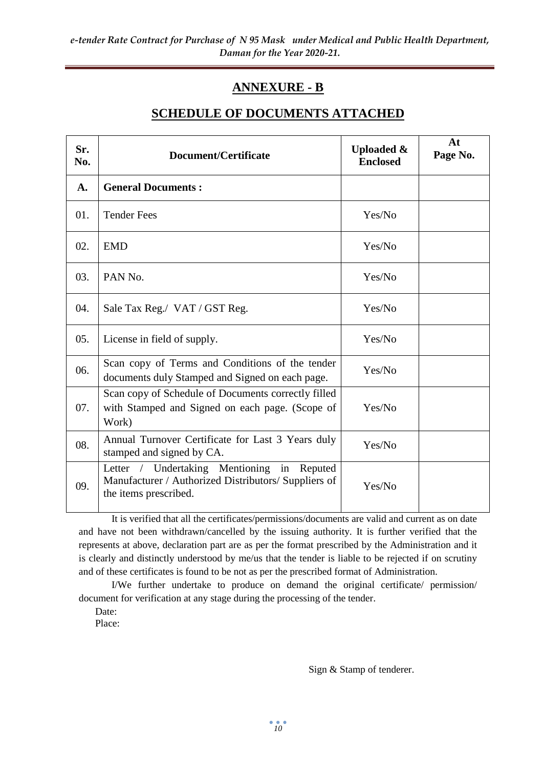## ANNEXURE - B

## SCHEDULE OF DOCUMENTS ATTACHED

| Sr. No. | Document/Certificate | Uploaded & Enclosed | At Page No. |
|---|---|---|---|
| **A.** | **General Documents :** | | |
| 01. | Tender Fees | Yes/No | |
| 02. | EMD | Yes/No | |
| 03. | PAN No. | Yes/No | |
| 04. | Sale Tax Reg./ VAT / GST Reg. | Yes/No | |
| 05. | License in field of supply. | Yes/No | |
| 06. | Scan copy of Terms and Conditions of the tender documents duly Stamped and Signed on each page. | Yes/No | |
| 07. | Scan copy of Schedule of Documents correctly filled with Stamped and Signed on each page. (Scope of Work) | Yes/No | |
| 08. | Annual Turnover Certificate for Last 3 Years duly stamped and signed by CA. | Yes/No | |
| 09. | Letter / Undertaking Mentioning in Reputed Manufacturer / Authorized Distributors/ Suppliers of the items prescribed. | Yes/No | |

It is verified that all the certificates/permissions/documents are valid and current as on date and have not been withdrawn/cancelled by the issuing authority. It is further verified that the represents at above, declaration part are as per the format prescribed by the Administration and it is clearly and distinctly understood by me/us that the tender is liable to be rejected if on scrutiny and of these certificates is found to be not as per the prescribed format of Administration.

I/We further undertake to produce on demand the original certificate/ permission/ document for verification at any stage during the processing of the tender.

Date:

Place:

Sign & Stamp of tenderer.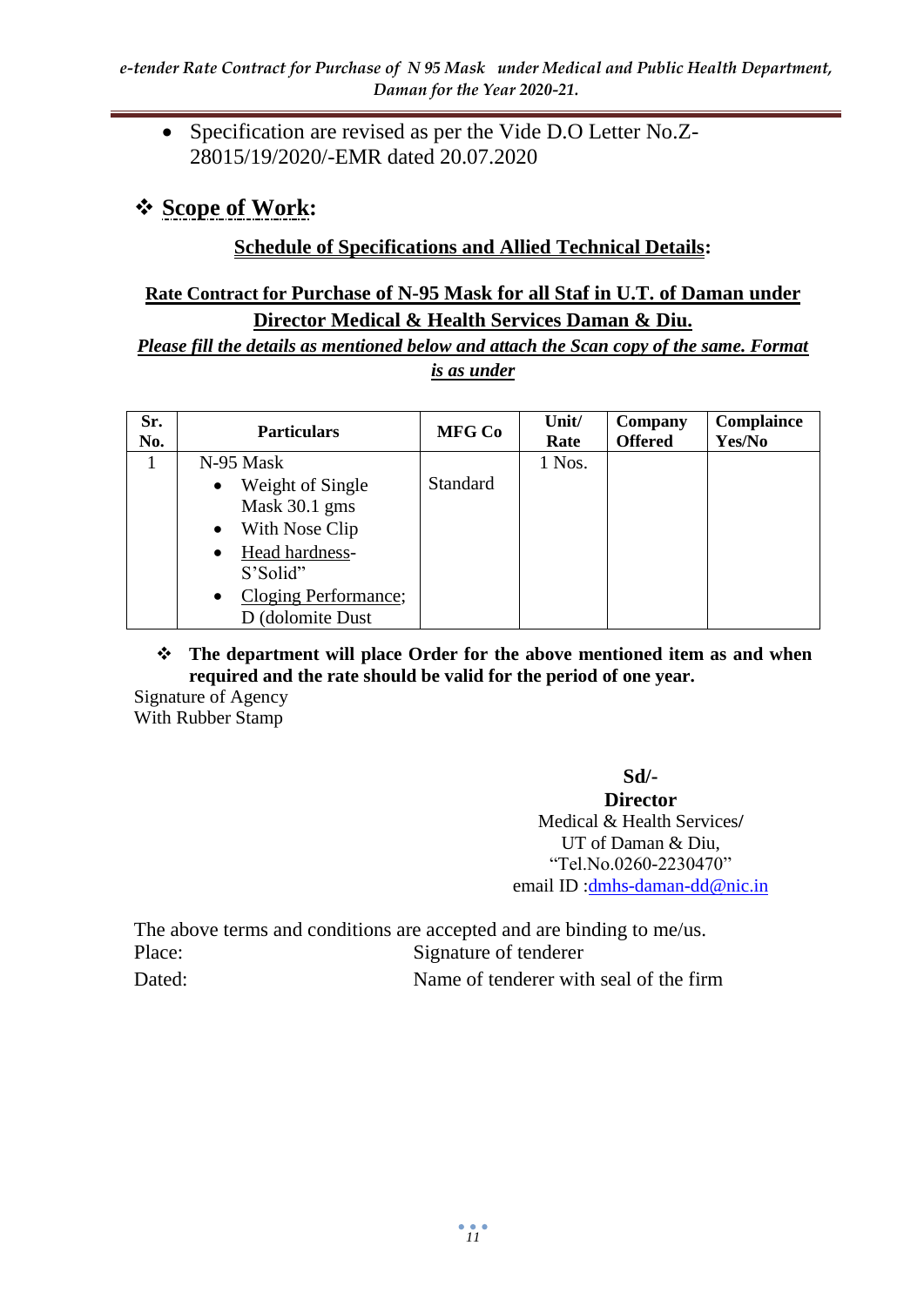- Specification are revised as per the Vide D.O Letter No.Z-28015/19/2020/-EMR dated 20.07.2020

## ❖ **Scope of Work:**

### Schedule of Specifications and Allied Technical Details:

### Rate Contract for Purchase of N-95 Mask for all Staf in U.T. of Daman under Director Medical & Health Services Daman & Diu.

***Please fill the details as mentioned below and attach the Scan copy of the same. Format is as under***

| Sr. No. | Particulars | MFG Co | Unit/ Rate | Company Offered | Complaince Yes/No |
|---|---|---|---|---|---|
| 1 | N-95 Mask<br>• Weight of Single Mask 30.1 gms<br>• With Nose Clip<br>• Head hardness-S'Solid"<br>• Cloging Performance; D (dolomite Dust | Standard | 1 Nos. | | |

- ❖ **The department will place Order for the above mentioned item as and when required and the rate should be valid for the period of one year.**

Signature of Agency
With Rubber Stamp

**Sd/-**
**Director**
Medical & Health Services/
UT of Daman & Diu,
"Tel.No.0260-2230470"
email ID :dmhs-daman-dd@nic.in

The above terms and conditions are accepted and are binding to me/us.

Place: Signature of tenderer

Dated: Name of tenderer with seal of the firm